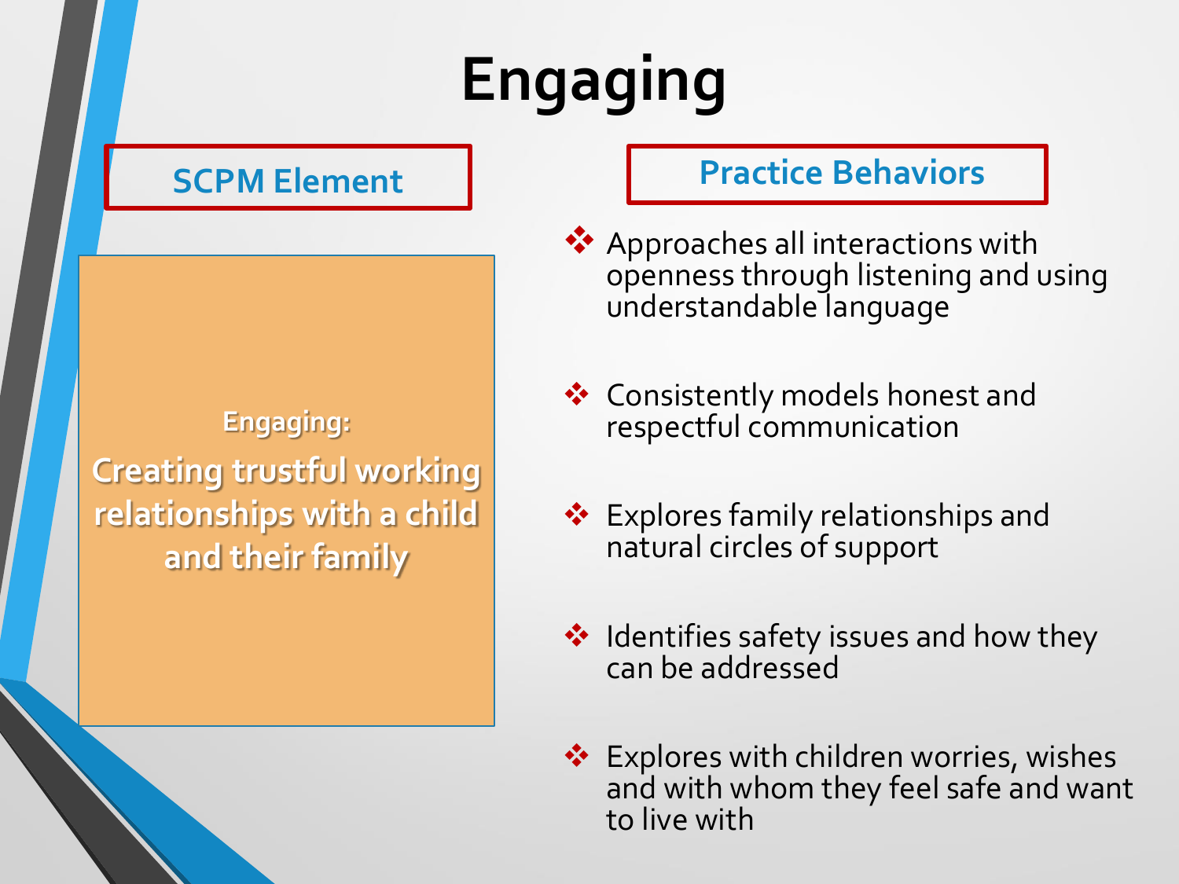# Engaging

## SCPM Element

**Engaging:**

**Creating trustful working relationships with a child and their family**

## Practice Behaviors

- Approaches all interactions with openness through listening and using understandable language
- Consistently models honest and respectful communication
- Explores family relationships and natural circles of support
- Identifies safety issues and how they can be addressed
- Explores with children worries, wishes and with whom they feel safe and want to live with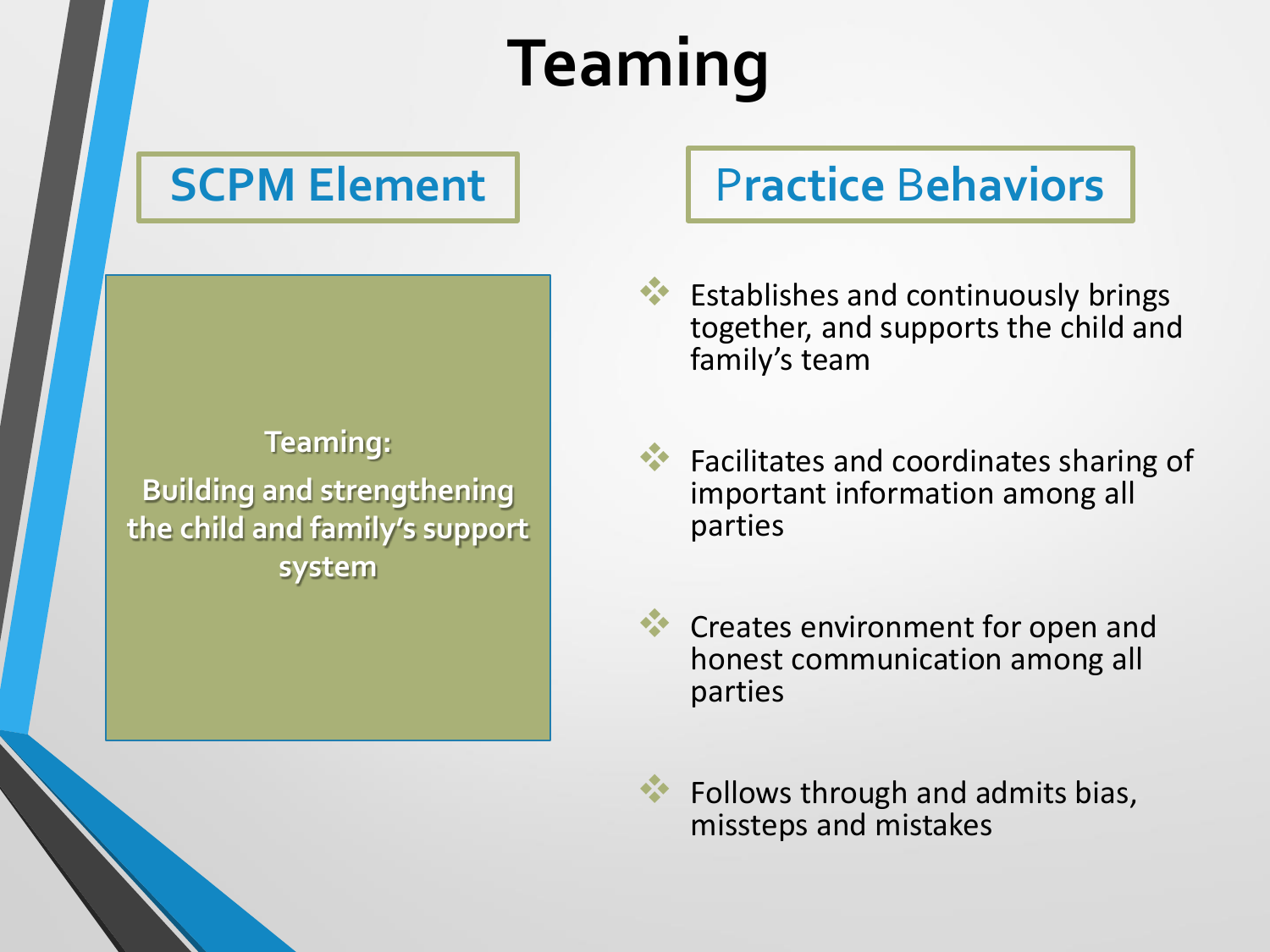# Teaming

## SCPM Element

**Teaming:**

**Building and strengthening the child and family's support system**

## Practice Behaviors

- Establishes and continuously brings together, and supports the child and family's team
- Facilitates and coordinates sharing of important information among all parties
- Creates environment for open and honest communication among all parties
- Follows through and admits bias, missteps and mistakes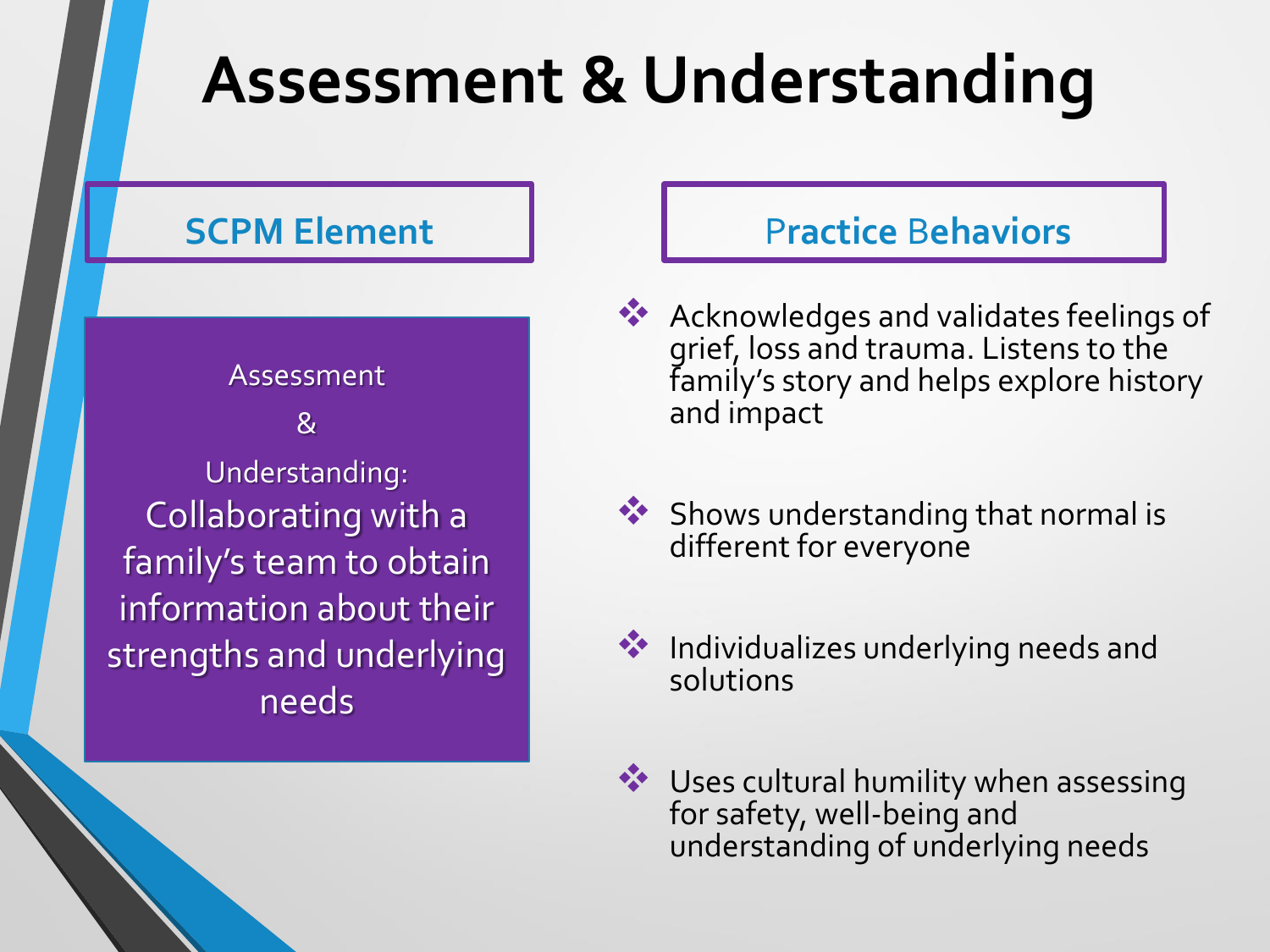# Assessment & Understanding

## SCPM Element

Assessment

&

Understanding:

Collaborating with a family's team to obtain information about their strengths and underlying needs

## Practice Behaviors

- Acknowledges and validates feelings of grief, loss and trauma. Listens to the family's story and helps explore history and impact
- Shows understanding that normal is different for everyone
- Individualizes underlying needs and solutions
- Uses cultural humility when assessing for safety, well-being and understanding of underlying needs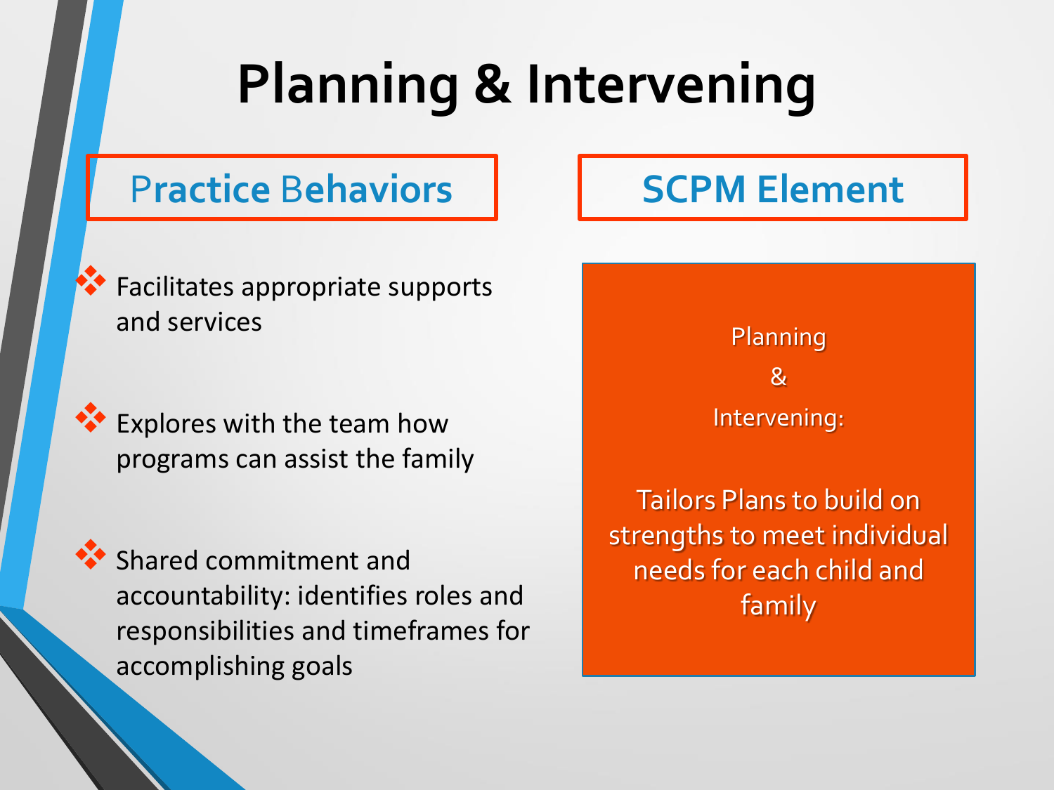# Planning & Intervening

## Practice Behaviors

- Facilitates appropriate supports and services
- Explores with the team how programs can assist the family
- Shared commitment and accountability: identifies roles and responsibilities and timeframes for accomplishing goals

## SCPM Element

Planning
&
Intervening:

Tailors Plans to build on strengths to meet individual needs for each child and family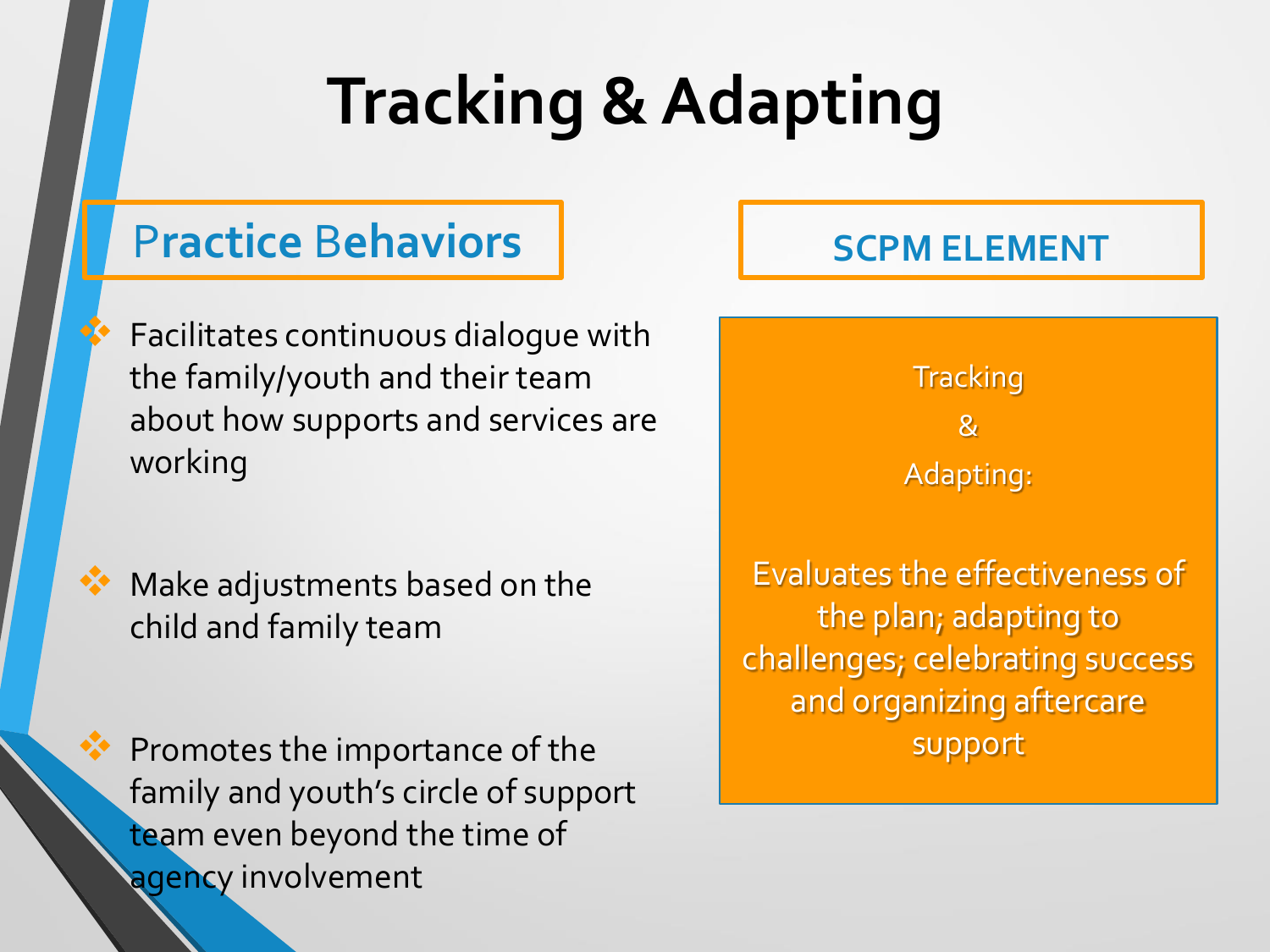# Tracking & Adapting

## Practice Behaviors

- Facilitates continuous dialogue with the family/youth and their team about how supports and services are working
- Make adjustments based on the child and family team
- Promotes the importance of the family and youth's circle of support team even beyond the time of agency involvement

## SCPM ELEMENT

Tracking

&

Adapting:

Evaluates the effectiveness of the plan; adapting to challenges; celebrating success and organizing aftercare support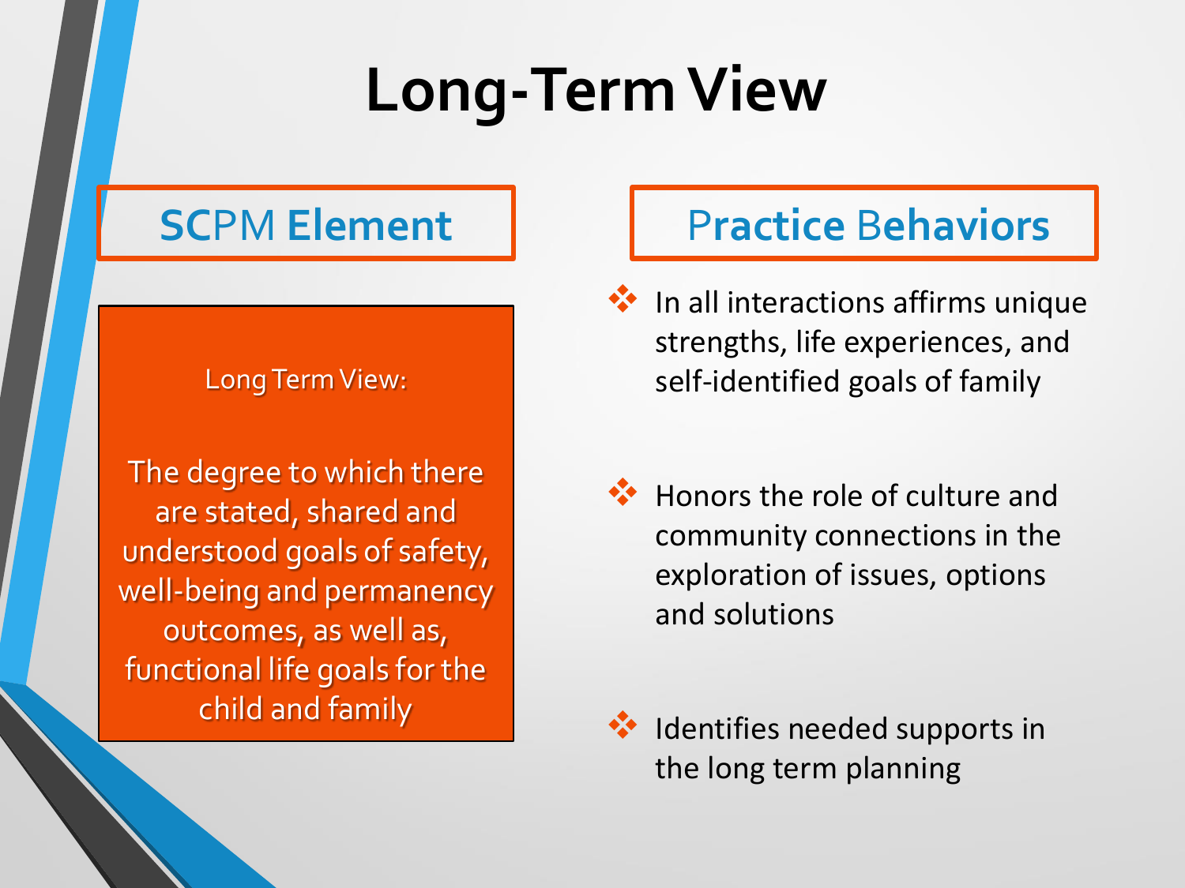# Long-Term View

## SCPM Element

Long Term View:

The degree to which there are stated, shared and understood goals of safety, well-being and permanency outcomes, as well as, functional life goals for the child and family

## Practice Behaviors

- In all interactions affirms unique strengths, life experiences, and self-identified goals of family
- Honors the role of culture and community connections in the exploration of issues, options and solutions
- Identifies needed supports in the long term planning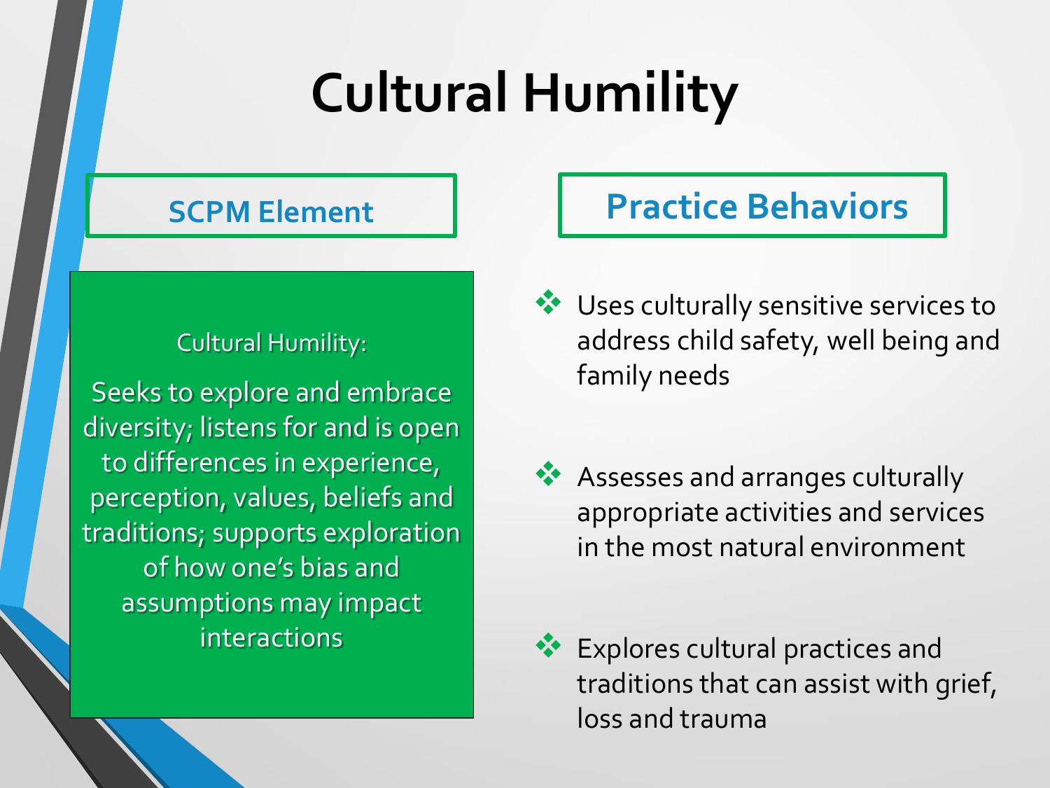# Cultural Humility

## SCPM Element

Cultural Humility:

Seeks to explore and embrace diversity; listens for and is open to differences in experience, perception, values, beliefs and traditions; supports exploration of how one's bias and assumptions may impact interactions

## Practice Behaviors

- Uses culturally sensitive services to address child safety, well being and family needs
- Assesses and arranges culturally appropriate activities and services in the most natural environment
- Explores cultural practices and traditions that can assist with grief, loss and trauma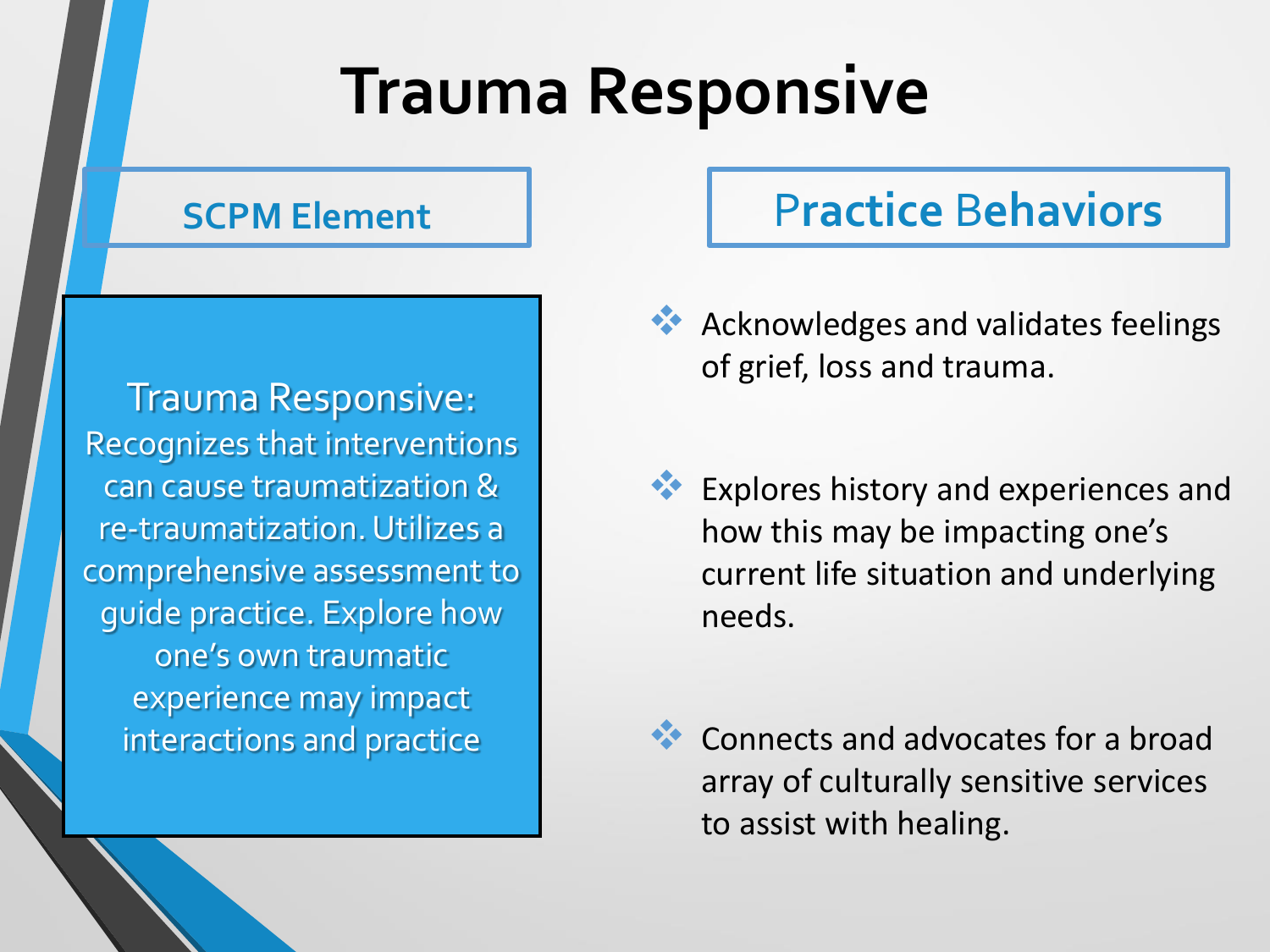# Trauma Responsive

## SCPM Element

**Trauma Responsive:** Recognizes that interventions can cause traumatization & re-traumatization. Utilizes a comprehensive assessment to guide practice. Explore how one's own traumatic experience may impact interactions and practice

## Practice Behaviors

- Acknowledges and validates feelings of grief, loss and trauma.
- Explores history and experiences and how this may be impacting one's current life situation and underlying needs.
- Connects and advocates for a broad array of culturally sensitive services to assist with healing.